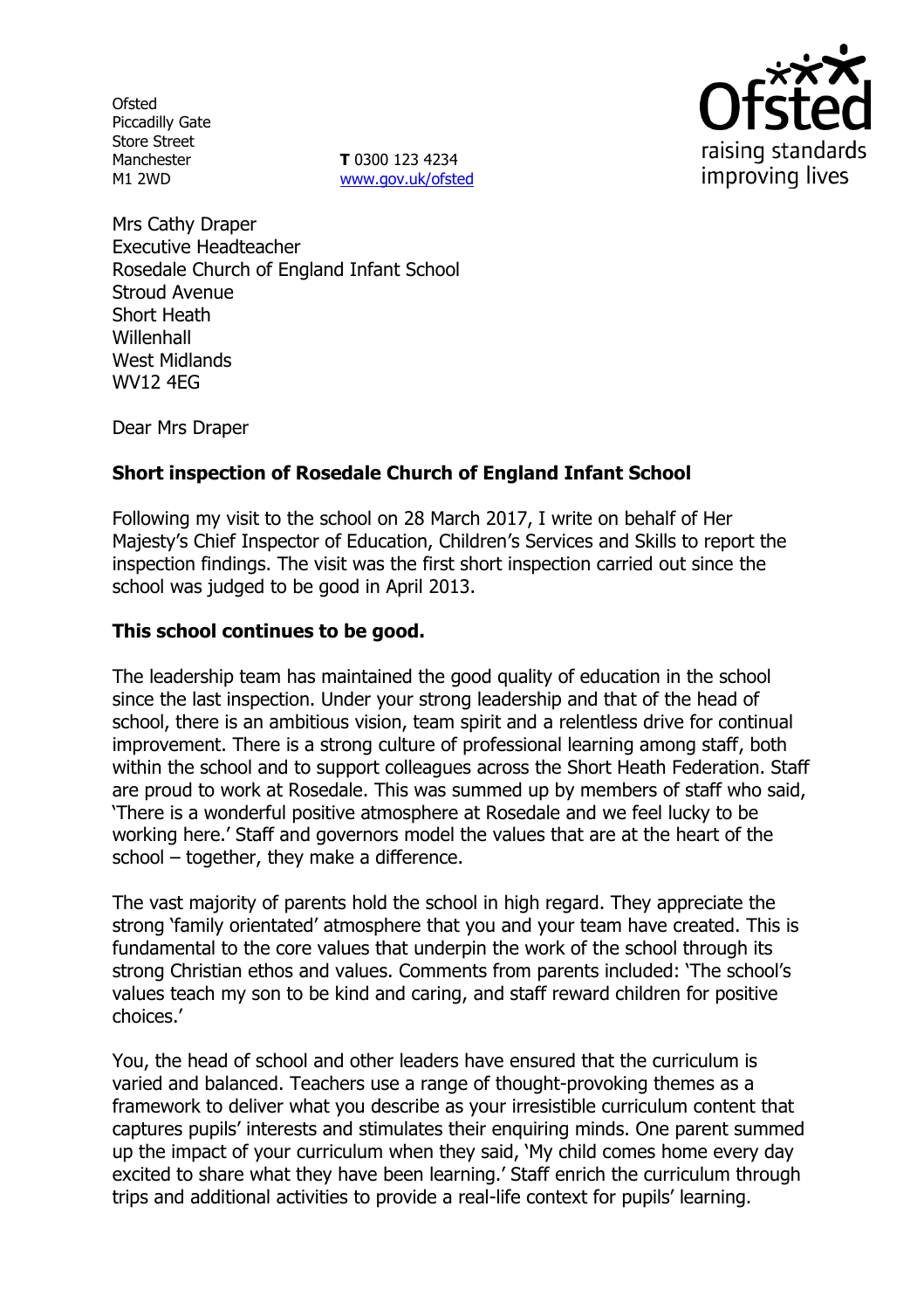Ofsted
Piccadilly Gate
Store Street
Manchester
M1 2WD

**T** 0300 123 4234
www.gov.uk/ofsted

Mrs Cathy Draper
Executive Headteacher
Rosedale Church of England Infant School
Stroud Avenue
Short Heath
Willenhall
West Midlands
WV12 4EG

Dear Mrs Draper

**Short inspection of Rosedale Church of England Infant School**

Following my visit to the school on 28 March 2017, I write on behalf of Her Majesty's Chief Inspector of Education, Children's Services and Skills to report the inspection findings. The visit was the first short inspection carried out since the school was judged to be good in April 2013.

**This school continues to be good.**

The leadership team has maintained the good quality of education in the school since the last inspection. Under your strong leadership and that of the head of school, there is an ambitious vision, team spirit and a relentless drive for continual improvement. There is a strong culture of professional learning among staff, both within the school and to support colleagues across the Short Heath Federation. Staff are proud to work at Rosedale. This was summed up by members of staff who said, 'There is a wonderful positive atmosphere at Rosedale and we feel lucky to be working here.' Staff and governors model the values that are at the heart of the school – together, they make a difference.

The vast majority of parents hold the school in high regard. They appreciate the strong 'family orientated' atmosphere that you and your team have created. This is fundamental to the core values that underpin the work of the school through its strong Christian ethos and values. Comments from parents included: 'The school's values teach my son to be kind and caring, and staff reward children for positive choices.'

You, the head of school and other leaders have ensured that the curriculum is varied and balanced. Teachers use a range of thought-provoking themes as a framework to deliver what you describe as your irresistible curriculum content that captures pupils' interests and stimulates their enquiring minds. One parent summed up the impact of your curriculum when they said, 'My child comes home every day excited to share what they have been learning.' Staff enrich the curriculum through trips and additional activities to provide a real-life context for pupils' learning.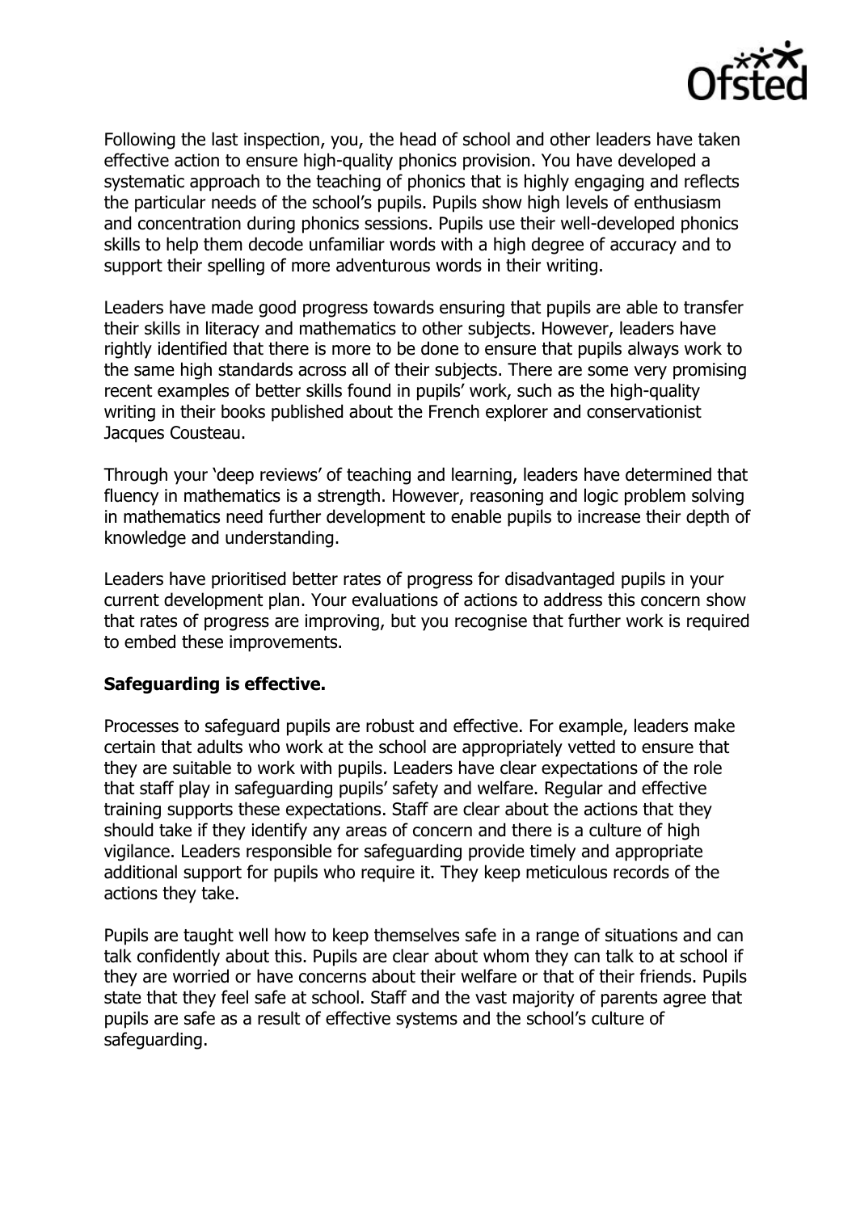Following the last inspection, you, the head of school and other leaders have taken effective action to ensure high-quality phonics provision. You have developed a systematic approach to the teaching of phonics that is highly engaging and reflects the particular needs of the school's pupils. Pupils show high levels of enthusiasm and concentration during phonics sessions. Pupils use their well-developed phonics skills to help them decode unfamiliar words with a high degree of accuracy and to support their spelling of more adventurous words in their writing.

Leaders have made good progress towards ensuring that pupils are able to transfer their skills in literacy and mathematics to other subjects. However, leaders have rightly identified that there is more to be done to ensure that pupils always work to the same high standards across all of their subjects. There are some very promising recent examples of better skills found in pupils' work, such as the high-quality writing in their books published about the French explorer and conservationist Jacques Cousteau.

Through your 'deep reviews' of teaching and learning, leaders have determined that fluency in mathematics is a strength. However, reasoning and logic problem solving in mathematics need further development to enable pupils to increase their depth of knowledge and understanding.

Leaders have prioritised better rates of progress for disadvantaged pupils in your current development plan. Your evaluations of actions to address this concern show that rates of progress are improving, but you recognise that further work is required to embed these improvements.

**Safeguarding is effective.**

Processes to safeguard pupils are robust and effective. For example, leaders make certain that adults who work at the school are appropriately vetted to ensure that they are suitable to work with pupils. Leaders have clear expectations of the role that staff play in safeguarding pupils' safety and welfare. Regular and effective training supports these expectations. Staff are clear about the actions that they should take if they identify any areas of concern and there is a culture of high vigilance. Leaders responsible for safeguarding provide timely and appropriate additional support for pupils who require it. They keep meticulous records of the actions they take.

Pupils are taught well how to keep themselves safe in a range of situations and can talk confidently about this. Pupils are clear about whom they can talk to at school if they are worried or have concerns about their welfare or that of their friends. Pupils state that they feel safe at school. Staff and the vast majority of parents agree that pupils are safe as a result of effective systems and the school's culture of safeguarding.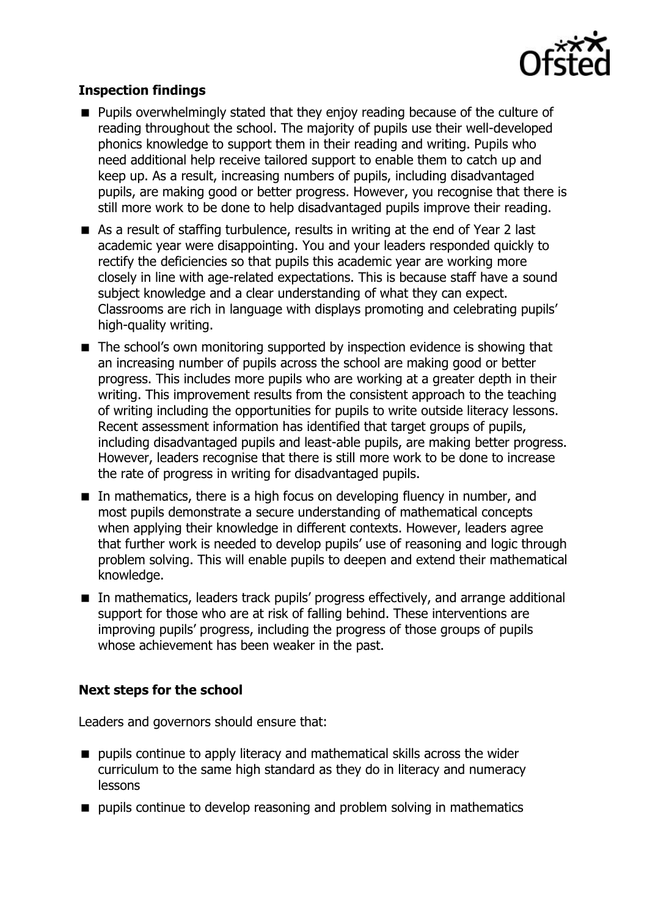### Inspection findings

- Pupils overwhelmingly stated that they enjoy reading because of the culture of reading throughout the school. The majority of pupils use their well-developed phonics knowledge to support them in their reading and writing. Pupils who need additional help receive tailored support to enable them to catch up and keep up. As a result, increasing numbers of pupils, including disadvantaged pupils, are making good or better progress. However, you recognise that there is still more work to be done to help disadvantaged pupils improve their reading.
- As a result of staffing turbulence, results in writing at the end of Year 2 last academic year were disappointing. You and your leaders responded quickly to rectify the deficiencies so that pupils this academic year are working more closely in line with age-related expectations. This is because staff have a sound subject knowledge and a clear understanding of what they can expect. Classrooms are rich in language with displays promoting and celebrating pupils' high-quality writing.
- The school's own monitoring supported by inspection evidence is showing that an increasing number of pupils across the school are making good or better progress. This includes more pupils who are working at a greater depth in their writing. This improvement results from the consistent approach to the teaching of writing including the opportunities for pupils to write outside literacy lessons. Recent assessment information has identified that target groups of pupils, including disadvantaged pupils and least-able pupils, are making better progress. However, leaders recognise that there is still more work to be done to increase the rate of progress in writing for disadvantaged pupils.
- In mathematics, there is a high focus on developing fluency in number, and most pupils demonstrate a secure understanding of mathematical concepts when applying their knowledge in different contexts. However, leaders agree that further work is needed to develop pupils' use of reasoning and logic through problem solving. This will enable pupils to deepen and extend their mathematical knowledge.
- In mathematics, leaders track pupils' progress effectively, and arrange additional support for those who are at risk of falling behind. These interventions are improving pupils' progress, including the progress of those groups of pupils whose achievement has been weaker in the past.

### Next steps for the school

Leaders and governors should ensure that:

- pupils continue to apply literacy and mathematical skills across the wider curriculum to the same high standard as they do in literacy and numeracy lessons
- pupils continue to develop reasoning and problem solving in mathematics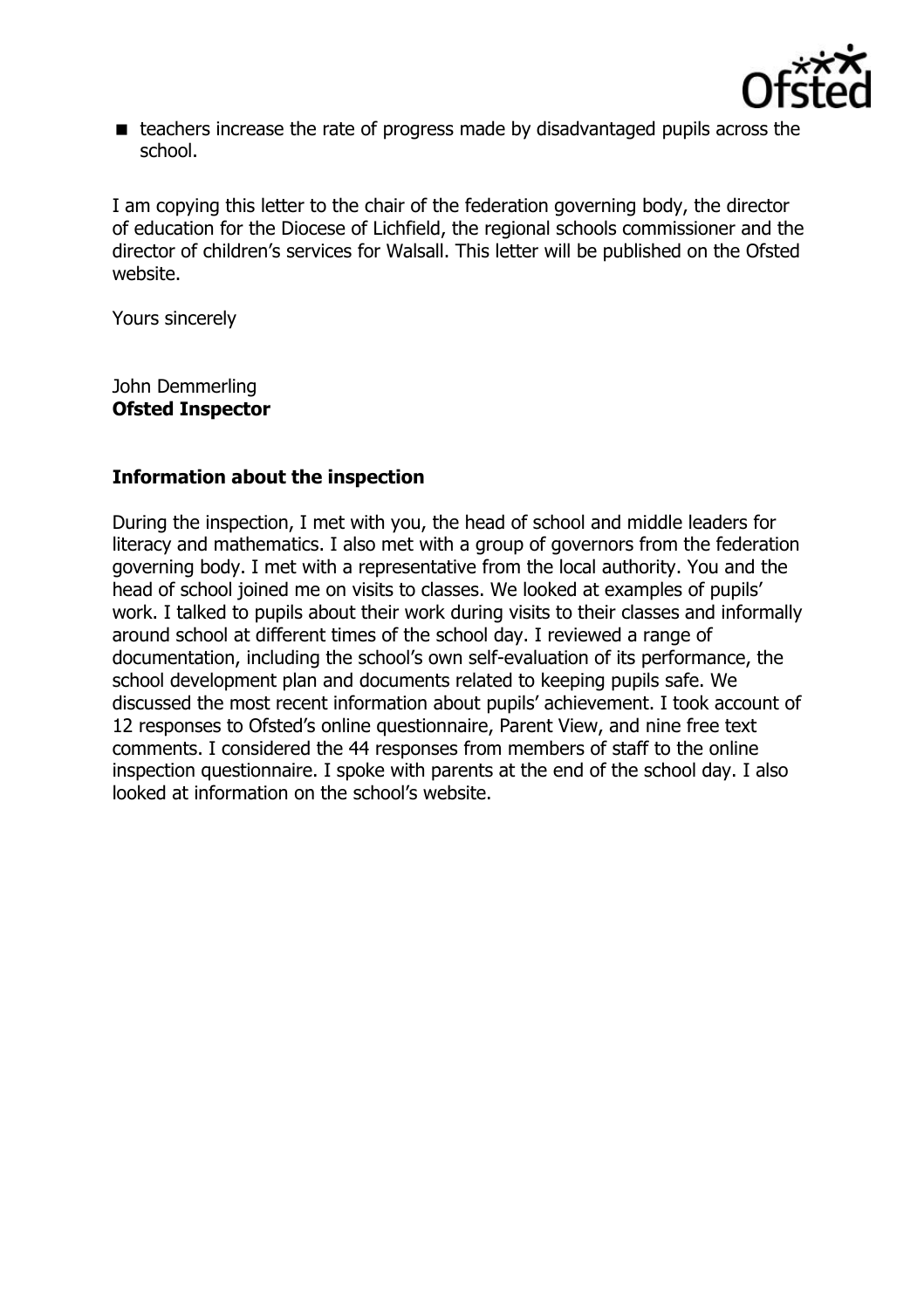- teachers increase the rate of progress made by disadvantaged pupils across the school.

I am copying this letter to the chair of the federation governing body, the director of education for the Diocese of Lichfield, the regional schools commissioner and the director of children's services for Walsall. This letter will be published on the Ofsted website.

Yours sincerely

John Demmerling
**Ofsted Inspector**

## Information about the inspection

During the inspection, I met with you, the head of school and middle leaders for literacy and mathematics. I also met with a group of governors from the federation governing body. I met with a representative from the local authority. You and the head of school joined me on visits to classes. We looked at examples of pupils' work. I talked to pupils about their work during visits to their classes and informally around school at different times of the school day. I reviewed a range of documentation, including the school's own self-evaluation of its performance, the school development plan and documents related to keeping pupils safe. We discussed the most recent information about pupils' achievement. I took account of 12 responses to Ofsted's online questionnaire, Parent View, and nine free text comments. I considered the 44 responses from members of staff to the online inspection questionnaire. I spoke with parents at the end of the school day. I also looked at information on the school's website.